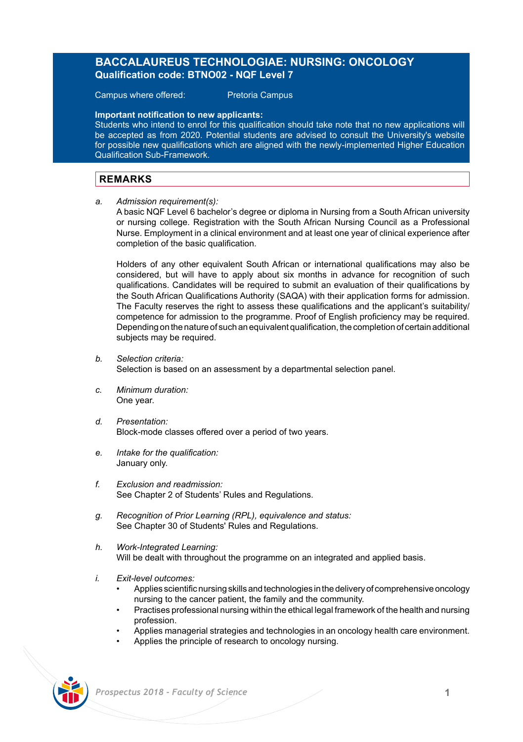# BACCALAUREUS TECHNOLOGIAE: NURSING: ONCOLOGY

**Qualification code: BTNO02 - NQF Level 7**

Campus where offered: Pretoria Campus

**Important notification to new applicants:**
Students who intend to enrol for this qualification should take note that no new applications will be accepted as from 2020. Potential students are advised to consult the University's website for possible new qualifications which are aligned with the newly-implemented Higher Education Qualification Sub-Framework.

## REMARKS

a. *Admission requirement(s):*
A basic NQF Level 6 bachelor's degree or diploma in Nursing from a South African university or nursing college. Registration with the South African Nursing Council as a Professional Nurse. Employment in a clinical environment and at least one year of clinical experience after completion of the basic qualification.

Holders of any other equivalent South African or international qualifications may also be considered, but will have to apply about six months in advance for recognition of such qualifications. Candidates will be required to submit an evaluation of their qualifications by the South African Qualifications Authority (SAQA) with their application forms for admission. The Faculty reserves the right to assess these qualifications and the applicant's suitability/ competence for admission to the programme. Proof of English proficiency may be required. Depending on the nature of such an equivalent qualification, the completion of certain additional subjects may be required.

b. *Selection criteria:*
Selection is based on an assessment by a departmental selection panel.

c. *Minimum duration:*
One year.

d. *Presentation:*
Block-mode classes offered over a period of two years.

e. *Intake for the qualification:*
January only.

f. *Exclusion and readmission:*
See Chapter 2 of Students' Rules and Regulations.

g. *Recognition of Prior Learning (RPL), equivalence and status:*
See Chapter 30 of Students' Rules and Regulations.

h. *Work-Integrated Learning:*
Will be dealt with throughout the programme on an integrated and applied basis.

i. *Exit-level outcomes:*
- Applies scientific nursing skills and technologies in the delivery of comprehensive oncology nursing to the cancer patient, the family and the community.
- Practises professional nursing within the ethical legal framework of the health and nursing profession.
- Applies managerial strategies and technologies in an oncology health care environment.
- Applies the principle of research to oncology nursing.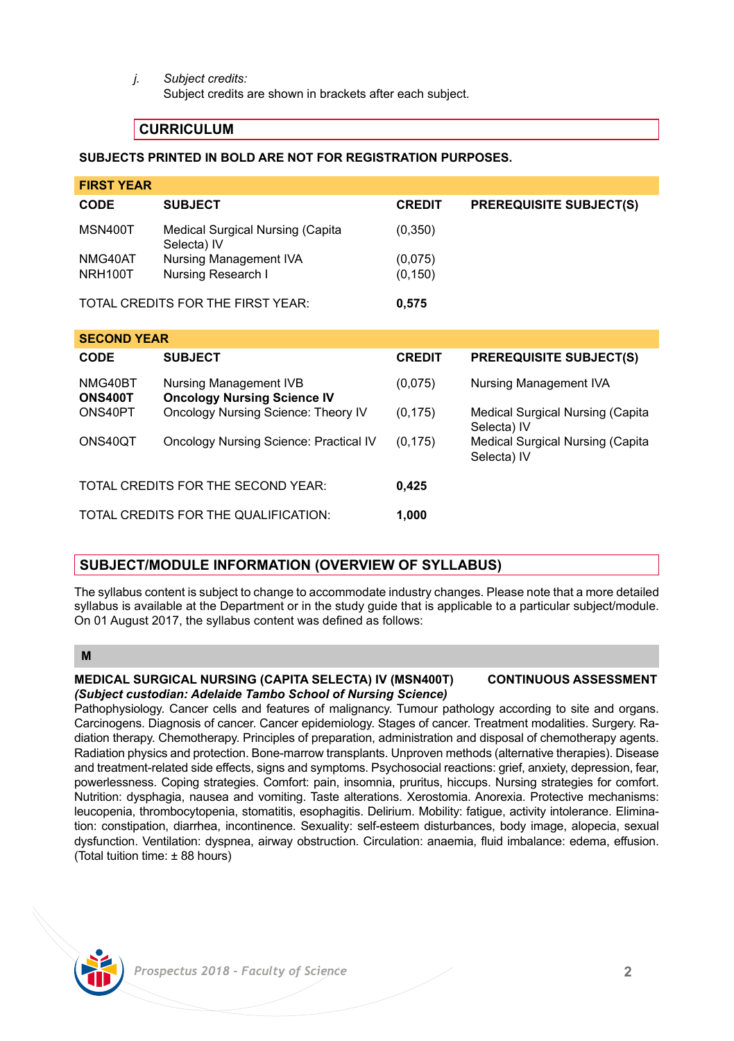j. *Subject credits:*
Subject credits are shown in brackets after each subject.

## CURRICULUM

**SUBJECTS PRINTED IN BOLD ARE NOT FOR REGISTRATION PURPOSES.**

| FIRST YEAR | | | |
|---|---|---|---|
| **CODE** | **SUBJECT** | **CREDIT** | **PREREQUISITE SUBJECT(S)** |
| MSN400T | Medical Surgical Nursing (Capita Selecta) IV | (0,350) | |
| NMG40AT | Nursing Management IVA | (0,075) | |
| NRH100T | Nursing Research I | (0,150) | |
| TOTAL CREDITS FOR THE FIRST YEAR: | | **0,575** | |

| SECOND YEAR | | | |
|---|---|---|---|
| **CODE** | **SUBJECT** | **CREDIT** | **PREREQUISITE SUBJECT(S)** |
| NMG40BT | Nursing Management IVB | (0,075) | Nursing Management IVA |
| **ONS400T** | **Oncology Nursing Science IV** | | |
| ONS40PT | Oncology Nursing Science: Theory IV | (0,175) | Medical Surgical Nursing (Capita Selecta) IV |
| ONS40QT | Oncology Nursing Science: Practical IV | (0,175) | Medical Surgical Nursing (Capita Selecta) IV |
| TOTAL CREDITS FOR THE SECOND YEAR: | | **0,425** | |
| TOTAL CREDITS FOR THE QUALIFICATION: | | **1,000** | |

## SUBJECT/MODULE INFORMATION (OVERVIEW OF SYLLABUS)

The syllabus content is subject to change to accommodate industry changes. Please note that a more detailed syllabus is available at the Department or in the study guide that is applicable to a particular subject/module. On 01 August 2017, the syllabus content was defined as follows:

### M

**MEDICAL SURGICAL NURSING (CAPITA SELECTA) IV (MSN400T)** **CONTINUOUS ASSESSMENT**
***(Subject custodian: Adelaide Tambo School of Nursing Science)***
Pathophysiology. Cancer cells and features of malignancy. Tumour pathology according to site and organs. Carcinogens. Diagnosis of cancer. Cancer epidemiology. Stages of cancer. Treatment modalities. Surgery. Radiation therapy. Chemotherapy. Principles of preparation, administration and disposal of chemotherapy agents. Radiation physics and protection. Bone-marrow transplants. Unproven methods (alternative therapies). Disease and treatment-related side effects, signs and symptoms. Psychosocial reactions: grief, anxiety, depression, fear, powerlessness. Coping strategies. Comfort: pain, insomnia, pruritus, hiccups. Nursing strategies for comfort. Nutrition: dysphagia, nausea and vomiting. Taste alterations. Xerostomia. Anorexia. Protective mechanisms: leucopenia, thrombocytopenia, stomatitis, esophagitis. Delirium. Mobility: fatigue, activity intolerance. Elimination: constipation, diarrhea, incontinence. Sexuality: self-esteem disturbances, body image, alopecia, sexual dysfunction. Ventilation: dyspnea, airway obstruction. Circulation: anaemia, fluid imbalance: edema, effusion. (Total tuition time: ± 88 hours)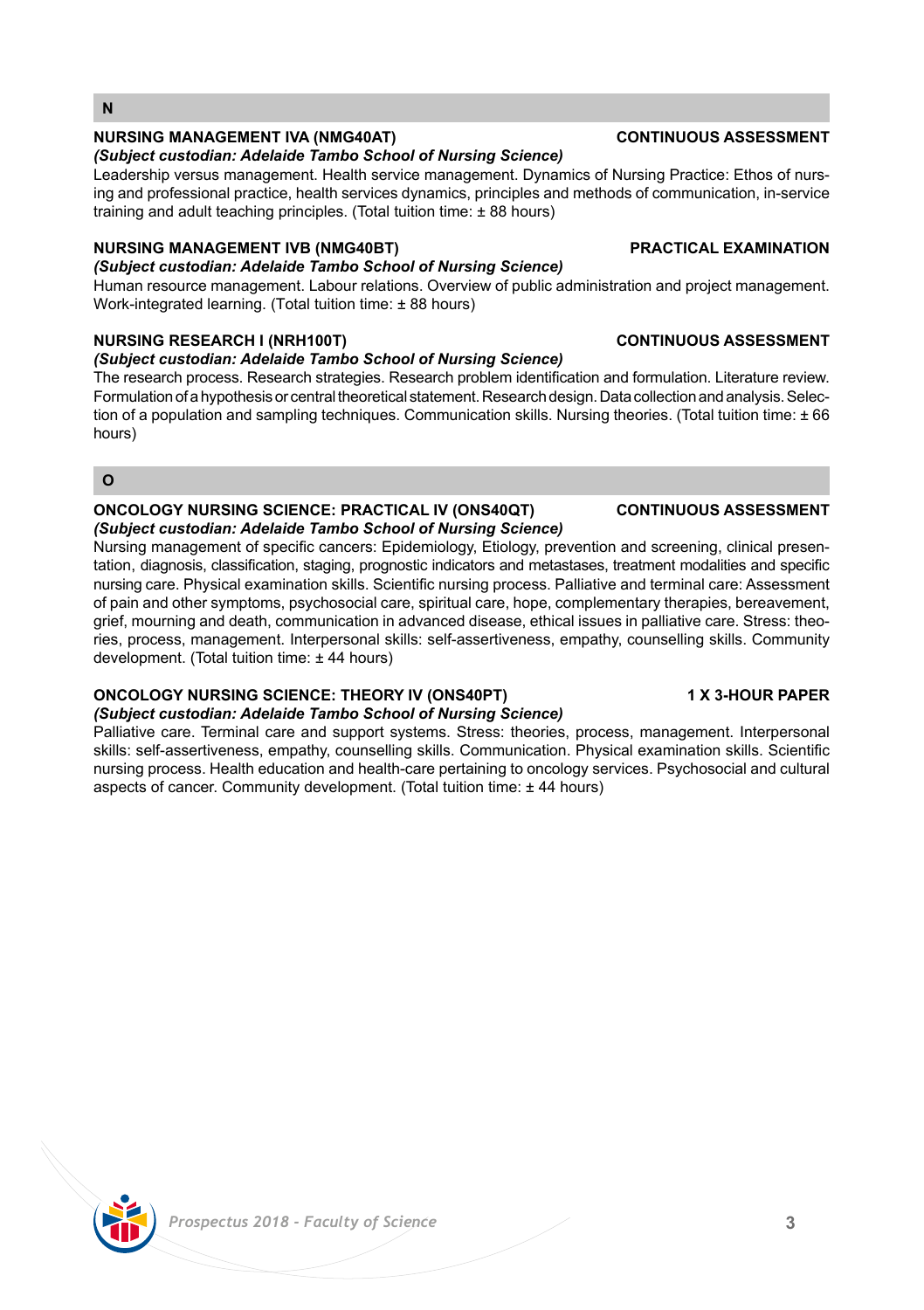## N

### NURSING MANAGEMENT IVA (NMG40AT) — CONTINUOUS ASSESSMENT

*(Subject custodian: Adelaide Tambo School of Nursing Science)*

Leadership versus management. Health service management. Dynamics of Nursing Practice: Ethos of nursing and professional practice, health services dynamics, principles and methods of communication, in-service training and adult teaching principles. (Total tuition time: ± 88 hours)

### NURSING MANAGEMENT IVB (NMG40BT) — PRACTICAL EXAMINATION

*(Subject custodian: Adelaide Tambo School of Nursing Science)*

Human resource management. Labour relations. Overview of public administration and project management. Work-integrated learning. (Total tuition time: ± 88 hours)

### NURSING RESEARCH I (NRH100T) — CONTINUOUS ASSESSMENT

*(Subject custodian: Adelaide Tambo School of Nursing Science)*

The research process. Research strategies. Research problem identification and formulation. Literature review. Formulation of a hypothesis or central theoretical statement. Research design. Data collection and analysis. Selection of a population and sampling techniques. Communication skills. Nursing theories. (Total tuition time: ± 66 hours)

## O

### ONCOLOGY NURSING SCIENCE: PRACTICAL IV (ONS40QT) — CONTINUOUS ASSESSMENT

*(Subject custodian: Adelaide Tambo School of Nursing Science)*

Nursing management of specific cancers: Epidemiology, Etiology, prevention and screening, clinical presentation, diagnosis, classification, staging, prognostic indicators and metastases, treatment modalities and specific nursing care. Physical examination skills. Scientific nursing process. Palliative and terminal care: Assessment of pain and other symptoms, psychosocial care, spiritual care, hope, complementary therapies, bereavement, grief, mourning and death, communication in advanced disease, ethical issues in palliative care. Stress: theories, process, management. Interpersonal skills: self-assertiveness, empathy, counselling skills. Community development. (Total tuition time: ± 44 hours)

### ONCOLOGY NURSING SCIENCE: THEORY IV (ONS40PT) — 1 X 3-HOUR PAPER

*(Subject custodian: Adelaide Tambo School of Nursing Science)*

Palliative care. Terminal care and support systems. Stress: theories, process, management. Interpersonal skills: self-assertiveness, empathy, counselling skills. Communication. Physical examination skills. Scientific nursing process. Health education and health-care pertaining to oncology services. Psychosocial and cultural aspects of cancer. Community development. (Total tuition time: ± 44 hours)